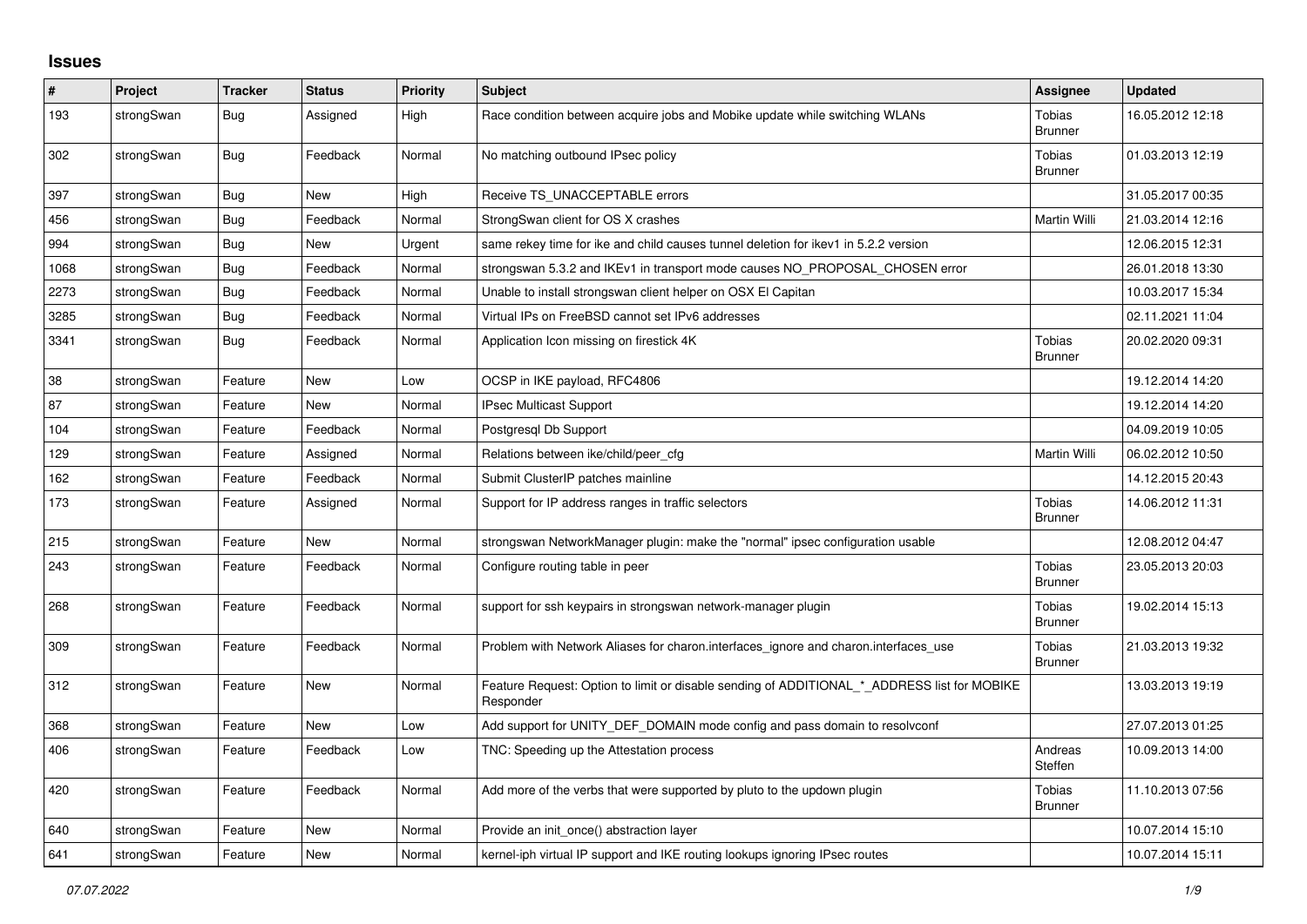# Issues

| # | Project | Tracker | Status | Priority | Subject | Assignee | Updated |
|---|---|---|---|---|---|---|---|
| 193 | strongSwan | Bug | Assigned | High | Race condition between acquire jobs and Mobike update while switching WLANs | Tobias Brunner | 16.05.2012 12:18 |
| 302 | strongSwan | Bug | Feedback | Normal | No matching outbound IPsec policy | Tobias Brunner | 01.03.2013 12:19 |
| 397 | strongSwan | Bug | New | High | Receive TS_UNACCEPTABLE errors | | 31.05.2017 00:35 |
| 456 | strongSwan | Bug | Feedback | Normal | StrongSwan client for OS X crashes | Martin Willi | 21.03.2014 12:16 |
| 994 | strongSwan | Bug | New | Urgent | same rekey time for ike and child causes tunnel deletion for ikev1 in 5.2.2 version | | 12.06.2015 12:31 |
| 1068 | strongSwan | Bug | Feedback | Normal | strongswan 5.3.2 and IKEv1 in transport mode causes NO_PROPOSAL_CHOSEN error | | 26.01.2018 13:30 |
| 2273 | strongSwan | Bug | Feedback | Normal | Unable to install strongswan client helper on OSX El Capitan | | 10.03.2017 15:34 |
| 3285 | strongSwan | Bug | Feedback | Normal | Virtual IPs on FreeBSD cannot set IPv6 addresses | | 02.11.2021 11:04 |
| 3341 | strongSwan | Bug | Feedback | Normal | Application Icon missing on firestick 4K | Tobias Brunner | 20.02.2020 09:31 |
| 38 | strongSwan | Feature | New | Low | OCSP in IKE payload, RFC4806 | | 19.12.2014 14:20 |
| 87 | strongSwan | Feature | New | Normal | IPsec Multicast Support | | 19.12.2014 14:20 |
| 104 | strongSwan | Feature | Feedback | Normal | Postgresql Db Support | | 04.09.2019 10:05 |
| 129 | strongSwan | Feature | Assigned | Normal | Relations between ike/child/peer_cfg | Martin Willi | 06.02.2012 10:50 |
| 162 | strongSwan | Feature | Feedback | Normal | Submit ClusterIP patches mainline | | 14.12.2015 20:43 |
| 173 | strongSwan | Feature | Assigned | Normal | Support for IP address ranges in traffic selectors | Tobias Brunner | 14.06.2012 11:31 |
| 215 | strongSwan | Feature | New | Normal | strongswan NetworkManager plugin: make the "normal" ipsec configuration usable | | 12.08.2012 04:47 |
| 243 | strongSwan | Feature | Feedback | Normal | Configure routing table in peer | Tobias Brunner | 23.05.2013 20:03 |
| 268 | strongSwan | Feature | Feedback | Normal | support for ssh keypairs in strongswan network-manager plugin | Tobias Brunner | 19.02.2014 15:13 |
| 309 | strongSwan | Feature | Feedback | Normal | Problem with Network Aliases for charon.interfaces_ignore and charon.interfaces_use | Tobias Brunner | 21.03.2013 19:32 |
| 312 | strongSwan | Feature | New | Normal | Feature Request: Option to limit or disable sending of ADDITIONAL_*_ADDRESS list for MOBIKE Responder | | 13.03.2013 19:19 |
| 368 | strongSwan | Feature | New | Low | Add support for UNITY_DEF_DOMAIN mode config and pass domain to resolvconf | | 27.07.2013 01:25 |
| 406 | strongSwan | Feature | Feedback | Low | TNC: Speeding up the Attestation process | Andreas Steffen | 10.09.2013 14:00 |
| 420 | strongSwan | Feature | Feedback | Normal | Add more of the verbs that were supported by pluto to the updown plugin | Tobias Brunner | 11.10.2013 07:56 |
| 640 | strongSwan | Feature | New | Normal | Provide an init_once() abstraction layer | | 10.07.2014 15:10 |
| 641 | strongSwan | Feature | New | Normal | kernel-iph virtual IP support and IKE routing lookups ignoring IPsec routes | | 10.07.2014 15:11 |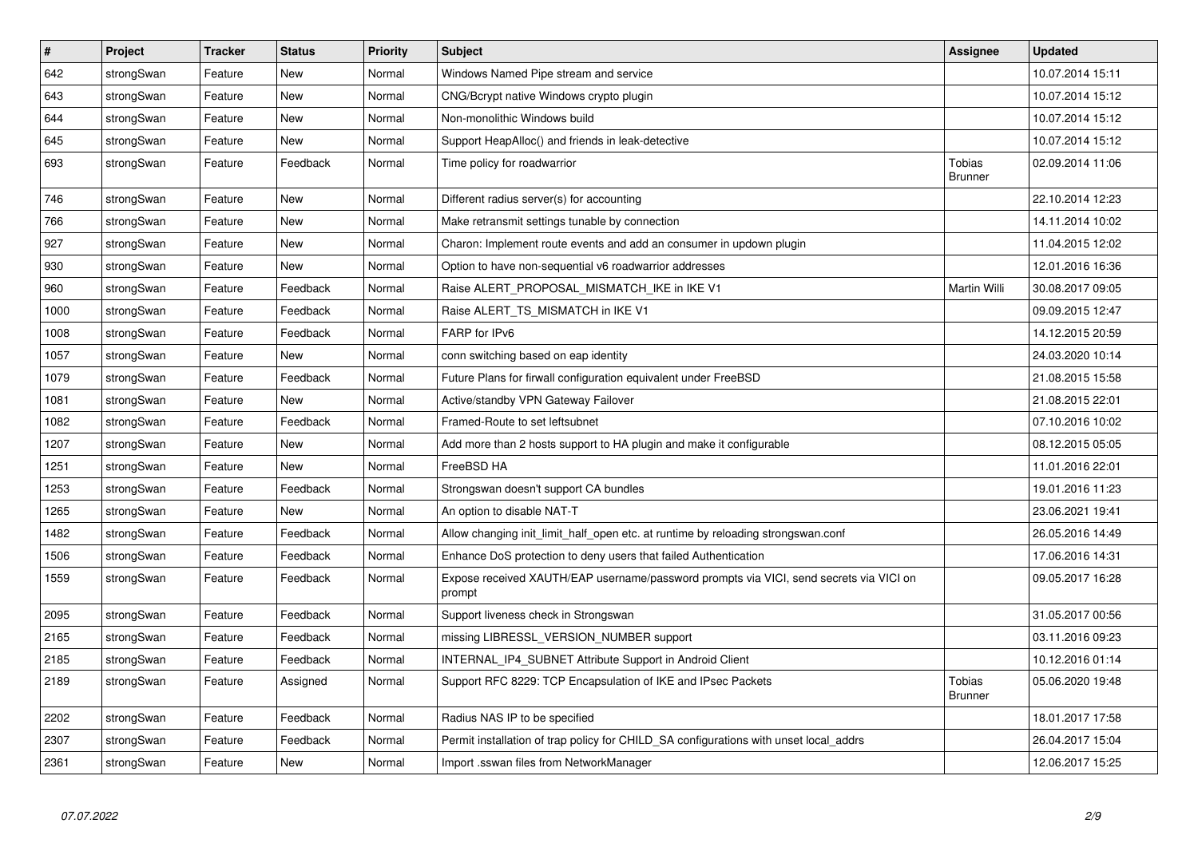| # | Project | Tracker | Status | Priority | Subject | Assignee | Updated |
|---|---|---|---|---|---|---|---|
| 642 | strongSwan | Feature | New | Normal | Windows Named Pipe stream and service | | 10.07.2014 15:11 |
| 643 | strongSwan | Feature | New | Normal | CNG/Bcrypt native Windows crypto plugin | | 10.07.2014 15:12 |
| 644 | strongSwan | Feature | New | Normal | Non-monolithic Windows build | | 10.07.2014 15:12 |
| 645 | strongSwan | Feature | New | Normal | Support HeapAlloc() and friends in leak-detective | | 10.07.2014 15:12 |
| 693 | strongSwan | Feature | Feedback | Normal | Time policy for roadwarrior | Tobias Brunner | 02.09.2014 11:06 |
| 746 | strongSwan | Feature | New | Normal | Different radius server(s) for accounting | | 22.10.2014 12:23 |
| 766 | strongSwan | Feature | New | Normal | Make retransmit settings tunable by connection | | 14.11.2014 10:02 |
| 927 | strongSwan | Feature | New | Normal | Charon: Implement route events and add an consumer in updown plugin | | 11.04.2015 12:02 |
| 930 | strongSwan | Feature | New | Normal | Option to have non-sequential v6 roadwarrior addresses | | 12.01.2016 16:36 |
| 960 | strongSwan | Feature | Feedback | Normal | Raise ALERT_PROPOSAL_MISMATCH_IKE in IKE V1 | Martin Willi | 30.08.2017 09:05 |
| 1000 | strongSwan | Feature | Feedback | Normal | Raise ALERT_TS_MISMATCH in IKE V1 | | 09.09.2015 12:47 |
| 1008 | strongSwan | Feature | Feedback | Normal | FARP for IPv6 | | 14.12.2015 20:59 |
| 1057 | strongSwan | Feature | New | Normal | conn switching based on eap identity | | 24.03.2020 10:14 |
| 1079 | strongSwan | Feature | Feedback | Normal | Future Plans for firwall configuration equivalent under FreeBSD | | 21.08.2015 15:58 |
| 1081 | strongSwan | Feature | New | Normal | Active/standby VPN Gateway Failover | | 21.08.2015 22:01 |
| 1082 | strongSwan | Feature | Feedback | Normal | Framed-Route to set leftsubnet | | 07.10.2016 10:02 |
| 1207 | strongSwan | Feature | New | Normal | Add more than 2 hosts support to HA plugin and make it configurable | | 08.12.2015 05:05 |
| 1251 | strongSwan | Feature | New | Normal | FreeBSD HA | | 11.01.2016 22:01 |
| 1253 | strongSwan | Feature | Feedback | Normal | Strongswan doesn't support CA bundles | | 19.01.2016 11:23 |
| 1265 | strongSwan | Feature | New | Normal | An option to disable NAT-T | | 23.06.2021 19:41 |
| 1482 | strongSwan | Feature | Feedback | Normal | Allow changing init_limit_half_open etc. at runtime by reloading strongswan.conf | | 26.05.2016 14:49 |
| 1506 | strongSwan | Feature | Feedback | Normal | Enhance DoS protection to deny users that failed Authentication | | 17.06.2016 14:31 |
| 1559 | strongSwan | Feature | Feedback | Normal | Expose received XAUTH/EAP username/password prompts via VICI, send secrets via VICI on prompt | | 09.05.2017 16:28 |
| 2095 | strongSwan | Feature | Feedback | Normal | Support liveness check in Strongswan | | 31.05.2017 00:56 |
| 2165 | strongSwan | Feature | Feedback | Normal | missing LIBRESSL_VERSION_NUMBER support | | 03.11.2016 09:23 |
| 2185 | strongSwan | Feature | Feedback | Normal | INTERNAL_IP4_SUBNET Attribute Support in Android Client | | 10.12.2016 01:14 |
| 2189 | strongSwan | Feature | Assigned | Normal | Support RFC 8229: TCP Encapsulation of IKE and IPsec Packets | Tobias Brunner | 05.06.2020 19:48 |
| 2202 | strongSwan | Feature | Feedback | Normal | Radius NAS IP to be specified | | 18.01.2017 17:58 |
| 2307 | strongSwan | Feature | Feedback | Normal | Permit installation of trap policy for CHILD_SA configurations with unset local_addrs | | 26.04.2017 15:04 |
| 2361 | strongSwan | Feature | New | Normal | Import .sswan files from NetworkManager | | 12.06.2017 15:25 |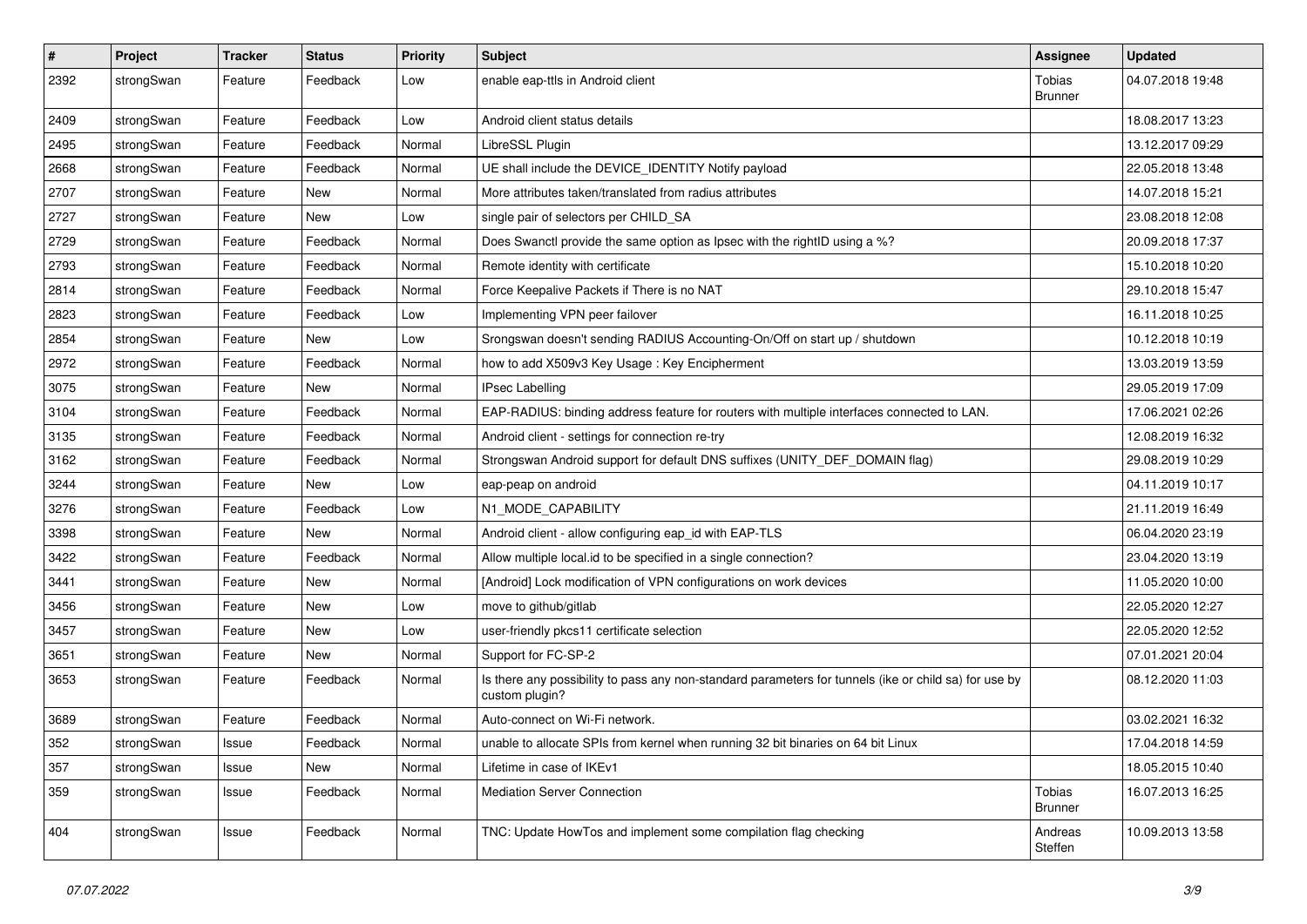| # | Project | Tracker | Status | Priority | Subject | Assignee | Updated |
|---|---|---|---|---|---|---|---|
| 2392 | strongSwan | Feature | Feedback | Low | enable eap-ttls in Android client | Tobias Brunner | 04.07.2018 19:48 |
| 2409 | strongSwan | Feature | Feedback | Low | Android client status details | | 18.08.2017 13:23 |
| 2495 | strongSwan | Feature | Feedback | Normal | LibreSSL Plugin | | 13.12.2017 09:29 |
| 2668 | strongSwan | Feature | Feedback | Normal | UE shall include the DEVICE_IDENTITY Notify payload | | 22.05.2018 13:48 |
| 2707 | strongSwan | Feature | New | Normal | More attributes taken/translated from radius attributes | | 14.07.2018 15:21 |
| 2727 | strongSwan | Feature | New | Low | single pair of selectors per CHILD_SA | | 23.08.2018 12:08 |
| 2729 | strongSwan | Feature | Feedback | Normal | Does Swanctl provide the same option as Ipsec with the rightID using a %? | | 20.09.2018 17:37 |
| 2793 | strongSwan | Feature | Feedback | Normal | Remote identity with certificate | | 15.10.2018 10:20 |
| 2814 | strongSwan | Feature | Feedback | Normal | Force Keepalive Packets if There is no NAT | | 29.10.2018 15:47 |
| 2823 | strongSwan | Feature | Feedback | Low | Implementing VPN peer failover | | 16.11.2018 10:25 |
| 2854 | strongSwan | Feature | New | Low | Srongswan doesn't sending RADIUS Accounting-On/Off on start up / shutdown | | 10.12.2018 10:19 |
| 2972 | strongSwan | Feature | Feedback | Normal | how to add X509v3 Key Usage : Key Encipherment | | 13.03.2019 13:59 |
| 3075 | strongSwan | Feature | New | Normal | IPsec Labelling | | 29.05.2019 17:09 |
| 3104 | strongSwan | Feature | Feedback | Normal | EAP-RADIUS: binding address feature for routers with multiple interfaces connected to LAN. | | 17.06.2021 02:26 |
| 3135 | strongSwan | Feature | Feedback | Normal | Android client - settings for connection re-try | | 12.08.2019 16:32 |
| 3162 | strongSwan | Feature | Feedback | Normal | Strongswan Android support for default DNS suffixes (UNITY_DEF_DOMAIN flag) | | 29.08.2019 10:29 |
| 3244 | strongSwan | Feature | New | Low | eap-peap on android | | 04.11.2019 10:17 |
| 3276 | strongSwan | Feature | Feedback | Low | N1_MODE_CAPABILITY | | 21.11.2019 16:49 |
| 3398 | strongSwan | Feature | New | Normal | Android client - allow configuring eap_id with EAP-TLS | | 06.04.2020 23:19 |
| 3422 | strongSwan | Feature | Feedback | Normal | Allow multiple local.id to be specified in a single connection? | | 23.04.2020 13:19 |
| 3441 | strongSwan | Feature | New | Normal | [Android] Lock modification of VPN configurations on work devices | | 11.05.2020 10:00 |
| 3456 | strongSwan | Feature | New | Low | move to github/gitlab | | 22.05.2020 12:27 |
| 3457 | strongSwan | Feature | New | Low | user-friendly pkcs11 certificate selection | | 22.05.2020 12:52 |
| 3651 | strongSwan | Feature | New | Normal | Support for FC-SP-2 | | 07.01.2021 20:04 |
| 3653 | strongSwan | Feature | Feedback | Normal | Is there any possibility to pass any non-standard parameters for tunnels (ike or child sa) for use by custom plugin? | | 08.12.2020 11:03 |
| 3689 | strongSwan | Feature | Feedback | Normal | Auto-connect on Wi-Fi network. | | 03.02.2021 16:32 |
| 352 | strongSwan | Issue | Feedback | Normal | unable to allocate SPIs from kernel when running 32 bit binaries on 64 bit Linux | | 17.04.2018 14:59 |
| 357 | strongSwan | Issue | New | Normal | Lifetime in case of IKEv1 | | 18.05.2015 10:40 |
| 359 | strongSwan | Issue | Feedback | Normal | Mediation Server Connection | Tobias Brunner | 16.07.2013 16:25 |
| 404 | strongSwan | Issue | Feedback | Normal | TNC: Update HowTos and implement some compilation flag checking | Andreas Steffen | 10.09.2013 13:58 |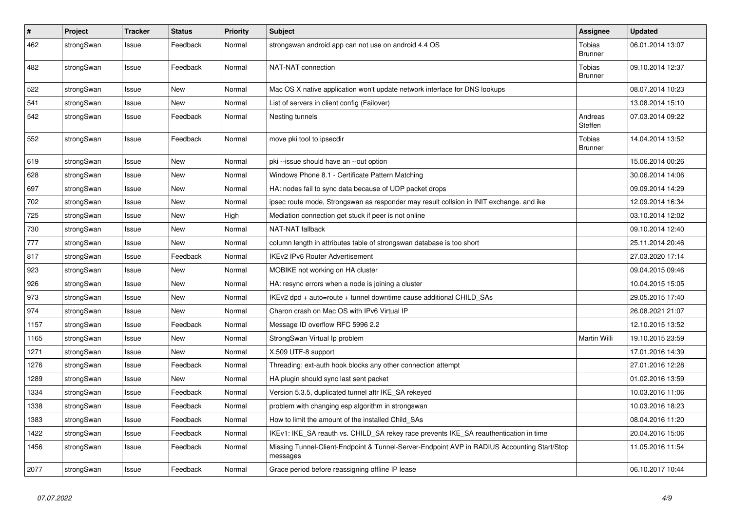| # | Project | Tracker | Status | Priority | Subject | Assignee | Updated |
|---|---|---|---|---|---|---|---|
| 462 | strongSwan | Issue | Feedback | Normal | strongswan android app can not use on android 4.4 OS | Tobias Brunner | 06.01.2014 13:07 |
| 482 | strongSwan | Issue | Feedback | Normal | NAT-NAT connection | Tobias Brunner | 09.10.2014 12:37 |
| 522 | strongSwan | Issue | New | Normal | Mac OS X native application won't update network interface for DNS lookups | | 08.07.2014 10:23 |
| 541 | strongSwan | Issue | New | Normal | List of servers in client config (Failover) | | 13.08.2014 15:10 |
| 542 | strongSwan | Issue | Feedback | Normal | Nesting tunnels | Andreas Steffen | 07.03.2014 09:22 |
| 552 | strongSwan | Issue | Feedback | Normal | move pki tool to ipsecdir | Tobias Brunner | 14.04.2014 13:52 |
| 619 | strongSwan | Issue | New | Normal | pki --issue should have an --out option | | 15.06.2014 00:26 |
| 628 | strongSwan | Issue | New | Normal | Windows Phone 8.1 - Certificate Pattern Matching | | 30.06.2014 14:06 |
| 697 | strongSwan | Issue | New | Normal | HA: nodes fail to sync data because of UDP packet drops | | 09.09.2014 14:29 |
| 702 | strongSwan | Issue | New | Normal | ipsec route mode, Strongswan as responder may result collsion in INIT exchange. and ike | | 12.09.2014 16:34 |
| 725 | strongSwan | Issue | New | High | Mediation connection get stuck if peer is not online | | 03.10.2014 12:02 |
| 730 | strongSwan | Issue | New | Normal | NAT-NAT fallback | | 09.10.2014 12:40 |
| 777 | strongSwan | Issue | New | Normal | column length in attributes table of strongswan database is too short | | 25.11.2014 20:46 |
| 817 | strongSwan | Issue | Feedback | Normal | IKEv2 IPv6 Router Advertisement | | 27.03.2020 17:14 |
| 923 | strongSwan | Issue | New | Normal | MOBIKE not working on HA cluster | | 09.04.2015 09:46 |
| 926 | strongSwan | Issue | New | Normal | HA: resync errors when a node is joining a cluster | | 10.04.2015 15:05 |
| 973 | strongSwan | Issue | New | Normal | IKEv2 dpd + auto=route + tunnel downtime cause additional CHILD_SAs | | 29.05.2015 17:40 |
| 974 | strongSwan | Issue | New | Normal | Charon crash on Mac OS with IPv6 Virtual IP | | 26.08.2021 21:07 |
| 1157 | strongSwan | Issue | Feedback | Normal | Message ID overflow RFC 5996 2.2 | | 12.10.2015 13:52 |
| 1165 | strongSwan | Issue | New | Normal | StrongSwan Virtual Ip problem | Martin Willi | 19.10.2015 23:59 |
| 1271 | strongSwan | Issue | New | Normal | X.509 UTF-8 support | | 17.01.2016 14:39 |
| 1276 | strongSwan | Issue | Feedback | Normal | Threading: ext-auth hook blocks any other connection attempt | | 27.01.2016 12:28 |
| 1289 | strongSwan | Issue | New | Normal | HA plugin should sync last sent packet | | 01.02.2016 13:59 |
| 1334 | strongSwan | Issue | Feedback | Normal | Version 5.3.5, duplicated tunnel aftr IKE_SA rekeyed | | 10.03.2016 11:06 |
| 1338 | strongSwan | Issue | Feedback | Normal | problem with changing esp algorithm in strongswan | | 10.03.2016 18:23 |
| 1383 | strongSwan | Issue | Feedback | Normal | How to limit the amount of the installed Child_SAs | | 08.04.2016 11:20 |
| 1422 | strongSwan | Issue | Feedback | Normal | IKEv1: IKE_SA reauth vs. CHILD_SA rekey race prevents IKE_SA reauthentication in time | | 20.04.2016 15:06 |
| 1456 | strongSwan | Issue | Feedback | Normal | Missing Tunnel-Client-Endpoint & Tunnel-Server-Endpoint AVP in RADIUS Accounting Start/Stop messages | | 11.05.2016 11:54 |
| 2077 | strongSwan | Issue | Feedback | Normal | Grace period before reassigning offline IP lease | | 06.10.2017 10:44 |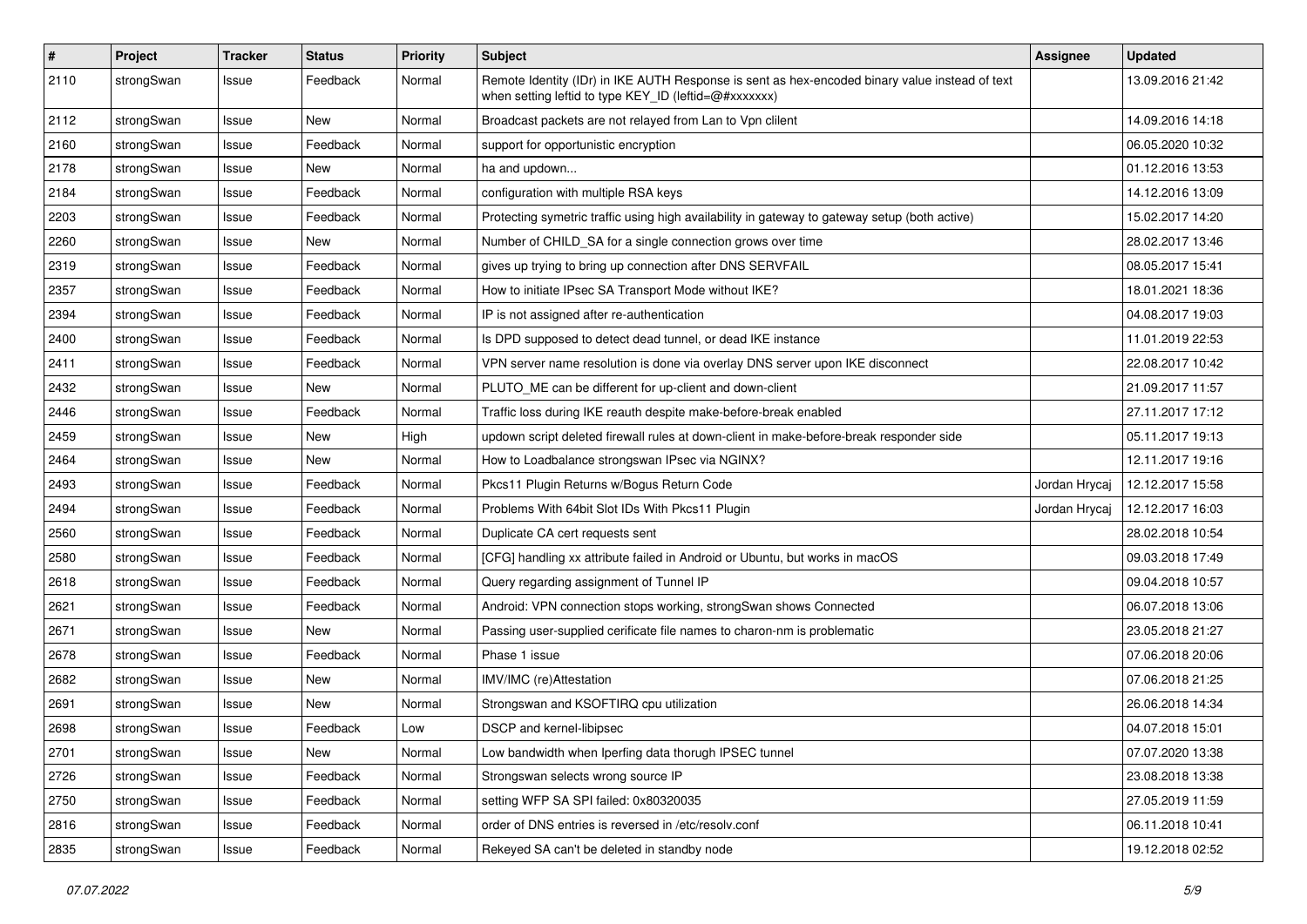| # | Project | Tracker | Status | Priority | Subject | Assignee | Updated |
|---|---|---|---|---|---|---|---|
| 2110 | strongSwan | Issue | Feedback | Normal | Remote Identity (IDr) in IKE AUTH Response is sent as hex-encoded binary value instead of text when setting leftid to type KEY_ID (leftid=@#xxxxxxx) | | 13.09.2016 21:42 |
| 2112 | strongSwan | Issue | New | Normal | Broadcast packets are not relayed from Lan to Vpn clilent | | 14.09.2016 14:18 |
| 2160 | strongSwan | Issue | Feedback | Normal | support for opportunistic encryption | | 06.05.2020 10:32 |
| 2178 | strongSwan | Issue | New | Normal | ha and updown... | | 01.12.2016 13:53 |
| 2184 | strongSwan | Issue | Feedback | Normal | configuration with multiple RSA keys | | 14.12.2016 13:09 |
| 2203 | strongSwan | Issue | Feedback | Normal | Protecting symetric traffic using high availability in gateway to gateway setup (both active) | | 15.02.2017 14:20 |
| 2260 | strongSwan | Issue | New | Normal | Number of CHILD_SA for a single connection grows over time | | 28.02.2017 13:46 |
| 2319 | strongSwan | Issue | Feedback | Normal | gives up trying to bring up connection after DNS SERVFAIL | | 08.05.2017 15:41 |
| 2357 | strongSwan | Issue | Feedback | Normal | How to initiate IPsec SA Transport Mode without IKE? | | 18.01.2021 18:36 |
| 2394 | strongSwan | Issue | Feedback | Normal | IP is not assigned after re-authentication | | 04.08.2017 19:03 |
| 2400 | strongSwan | Issue | Feedback | Normal | Is DPD supposed to detect dead tunnel, or dead IKE instance | | 11.01.2019 22:53 |
| 2411 | strongSwan | Issue | Feedback | Normal | VPN server name resolution is done via overlay DNS server upon IKE disconnect | | 22.08.2017 10:42 |
| 2432 | strongSwan | Issue | New | Normal | PLUTO_ME can be different for up-client and down-client | | 21.09.2017 11:57 |
| 2446 | strongSwan | Issue | Feedback | Normal | Traffic loss during IKE reauth despite make-before-break enabled | | 27.11.2017 17:12 |
| 2459 | strongSwan | Issue | New | High | updown script deleted firewall rules at down-client in make-before-break responder side | | 05.11.2017 19:13 |
| 2464 | strongSwan | Issue | New | Normal | How to Loadbalance strongswan IPsec via NGINX? | | 12.11.2017 19:16 |
| 2493 | strongSwan | Issue | Feedback | Normal | Pkcs11 Plugin Returns w/Bogus Return Code | Jordan Hrycaj | 12.12.2017 15:58 |
| 2494 | strongSwan | Issue | Feedback | Normal | Problems With 64bit Slot IDs With Pkcs11 Plugin | Jordan Hrycaj | 12.12.2017 16:03 |
| 2560 | strongSwan | Issue | Feedback | Normal | Duplicate CA cert requests sent | | 28.02.2018 10:54 |
| 2580 | strongSwan | Issue | Feedback | Normal | [CFG] handling xx attribute failed in Android or Ubuntu, but works in macOS | | 09.03.2018 17:49 |
| 2618 | strongSwan | Issue | Feedback | Normal | Query regarding assignment of Tunnel IP | | 09.04.2018 10:57 |
| 2621 | strongSwan | Issue | Feedback | Normal | Android: VPN connection stops working, strongSwan shows Connected | | 06.07.2018 13:06 |
| 2671 | strongSwan | Issue | New | Normal | Passing user-supplied cerificate file names to charon-nm is problematic | | 23.05.2018 21:27 |
| 2678 | strongSwan | Issue | Feedback | Normal | Phase 1 issue | | 07.06.2018 20:06 |
| 2682 | strongSwan | Issue | New | Normal | IMV/IMC (re)Attestation | | 07.06.2018 21:25 |
| 2691 | strongSwan | Issue | New | Normal | Strongswan and KSOFTIRQ cpu utilization | | 26.06.2018 14:34 |
| 2698 | strongSwan | Issue | Feedback | Low | DSCP and kernel-libipsec | | 04.07.2018 15:01 |
| 2701 | strongSwan | Issue | New | Normal | Low bandwidth when Iperfing data thorugh IPSEC tunnel | | 07.07.2020 13:38 |
| 2726 | strongSwan | Issue | Feedback | Normal | Strongswan selects wrong source IP | | 23.08.2018 13:38 |
| 2750 | strongSwan | Issue | Feedback | Normal | setting WFP SA SPI failed: 0x80320035 | | 27.05.2019 11:59 |
| 2816 | strongSwan | Issue | Feedback | Normal | order of DNS entries is reversed in /etc/resolv.conf | | 06.11.2018 10:41 |
| 2835 | strongSwan | Issue | Feedback | Normal | Rekeyed SA can't be deleted in standby node | | 19.12.2018 02:52 |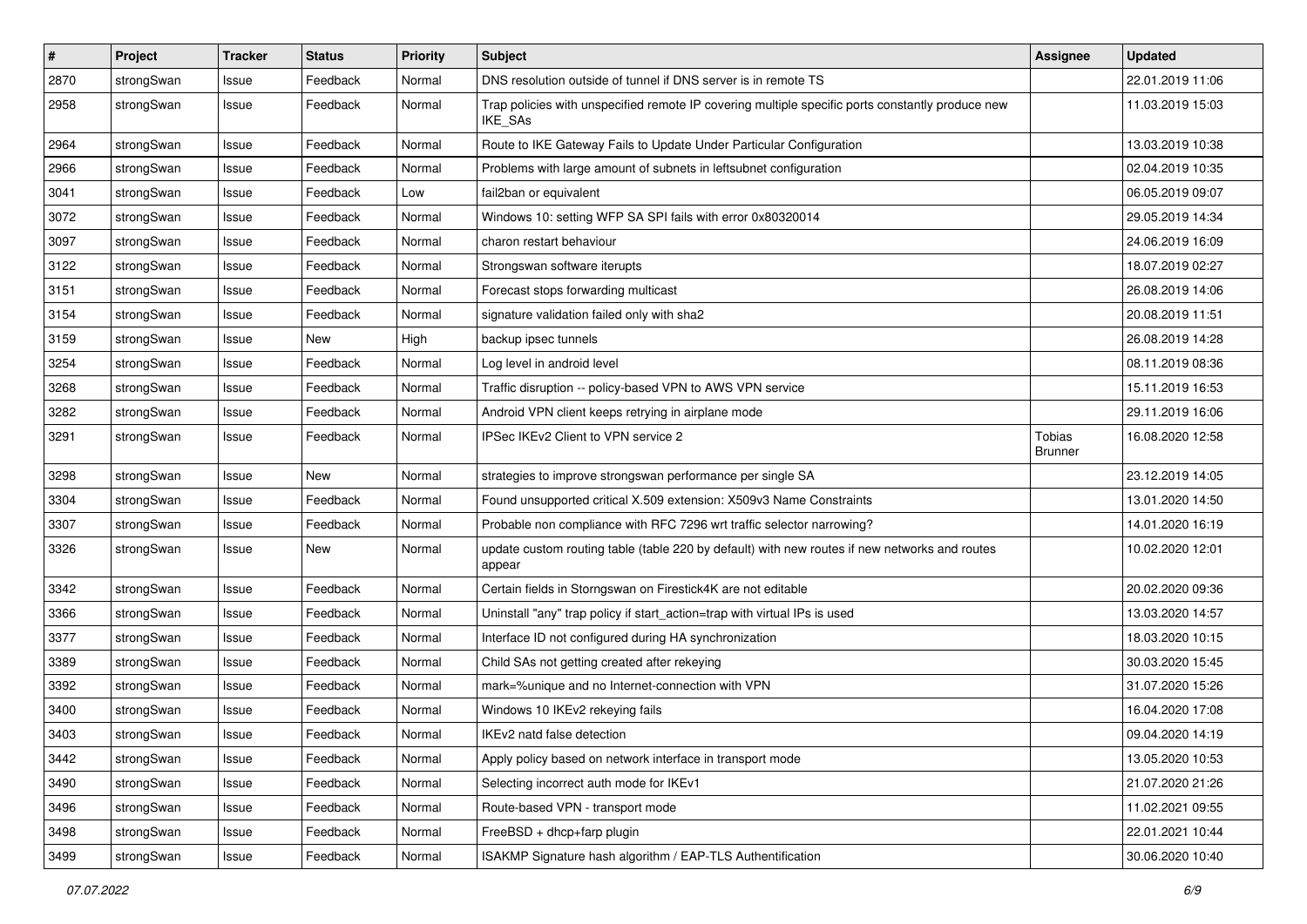| # | Project | Tracker | Status | Priority | Subject | Assignee | Updated |
|---|---|---|---|---|---|---|---|
| 2870 | strongSwan | Issue | Feedback | Normal | DNS resolution outside of tunnel if DNS server is in remote TS | | 22.01.2019 11:06 |
| 2958 | strongSwan | Issue | Feedback | Normal | Trap policies with unspecified remote IP covering multiple specific ports constantly produce new IKE_SAs | | 11.03.2019 15:03 |
| 2964 | strongSwan | Issue | Feedback | Normal | Route to IKE Gateway Fails to Update Under Particular Configuration | | 13.03.2019 10:38 |
| 2966 | strongSwan | Issue | Feedback | Normal | Problems with large amount of subnets in leftsubnet configuration | | 02.04.2019 10:35 |
| 3041 | strongSwan | Issue | Feedback | Low | fail2ban or equivalent | | 06.05.2019 09:07 |
| 3072 | strongSwan | Issue | Feedback | Normal | Windows 10: setting WFP SA SPI fails with error 0x80320014 | | 29.05.2019 14:34 |
| 3097 | strongSwan | Issue | Feedback | Normal | charon restart behaviour | | 24.06.2019 16:09 |
| 3122 | strongSwan | Issue | Feedback | Normal | Strongswan software iterupts | | 18.07.2019 02:27 |
| 3151 | strongSwan | Issue | Feedback | Normal | Forecast stops forwarding multicast | | 26.08.2019 14:06 |
| 3154 | strongSwan | Issue | Feedback | Normal | signature validation failed only with sha2 | | 20.08.2019 11:51 |
| 3159 | strongSwan | Issue | New | High | backup ipsec tunnels | | 26.08.2019 14:28 |
| 3254 | strongSwan | Issue | Feedback | Normal | Log level in android level | | 08.11.2019 08:36 |
| 3268 | strongSwan | Issue | Feedback | Normal | Traffic disruption -- policy-based VPN to AWS VPN service | | 15.11.2019 16:53 |
| 3282 | strongSwan | Issue | Feedback | Normal | Android VPN client keeps retrying in airplane mode | | 29.11.2019 16:06 |
| 3291 | strongSwan | Issue | Feedback | Normal | IPSec IKEv2 Client to VPN service 2 | Tobias Brunner | 16.08.2020 12:58 |
| 3298 | strongSwan | Issue | New | Normal | strategies to improve strongswan performance per single SA | | 23.12.2019 14:05 |
| 3304 | strongSwan | Issue | Feedback | Normal | Found unsupported critical X.509 extension: X509v3 Name Constraints | | 13.01.2020 14:50 |
| 3307 | strongSwan | Issue | Feedback | Normal | Probable non compliance with RFC 7296 wrt traffic selector narrowing? | | 14.01.2020 16:19 |
| 3326 | strongSwan | Issue | New | Normal | update custom routing table (table 220 by default) with new routes if new networks and routes appear | | 10.02.2020 12:01 |
| 3342 | strongSwan | Issue | Feedback | Normal | Certain fields in Storngswan on Firestick4K are not editable | | 20.02.2020 09:36 |
| 3366 | strongSwan | Issue | Feedback | Normal | Uninstall "any" trap policy if start_action=trap with virtual IPs is used | | 13.03.2020 14:57 |
| 3377 | strongSwan | Issue | Feedback | Normal | Interface ID not configured during HA synchronization | | 18.03.2020 10:15 |
| 3389 | strongSwan | Issue | Feedback | Normal | Child SAs not getting created after rekeying | | 30.03.2020 15:45 |
| 3392 | strongSwan | Issue | Feedback | Normal | mark=%unique and no Internet-connection with VPN | | 31.07.2020 15:26 |
| 3400 | strongSwan | Issue | Feedback | Normal | Windows 10 IKEv2 rekeying fails | | 16.04.2020 17:08 |
| 3403 | strongSwan | Issue | Feedback | Normal | IKEv2 natd false detection | | 09.04.2020 14:19 |
| 3442 | strongSwan | Issue | Feedback | Normal | Apply policy based on network interface in transport mode | | 13.05.2020 10:53 |
| 3490 | strongSwan | Issue | Feedback | Normal | Selecting incorrect auth mode for IKEv1 | | 21.07.2020 21:26 |
| 3496 | strongSwan | Issue | Feedback | Normal | Route-based VPN - transport mode | | 11.02.2021 09:55 |
| 3498 | strongSwan | Issue | Feedback | Normal | FreeBSD + dhcp+farp plugin | | 22.01.2021 10:44 |
| 3499 | strongSwan | Issue | Feedback | Normal | ISAKMP Signature hash algorithm / EAP-TLS Authentification | | 30.06.2020 10:40 |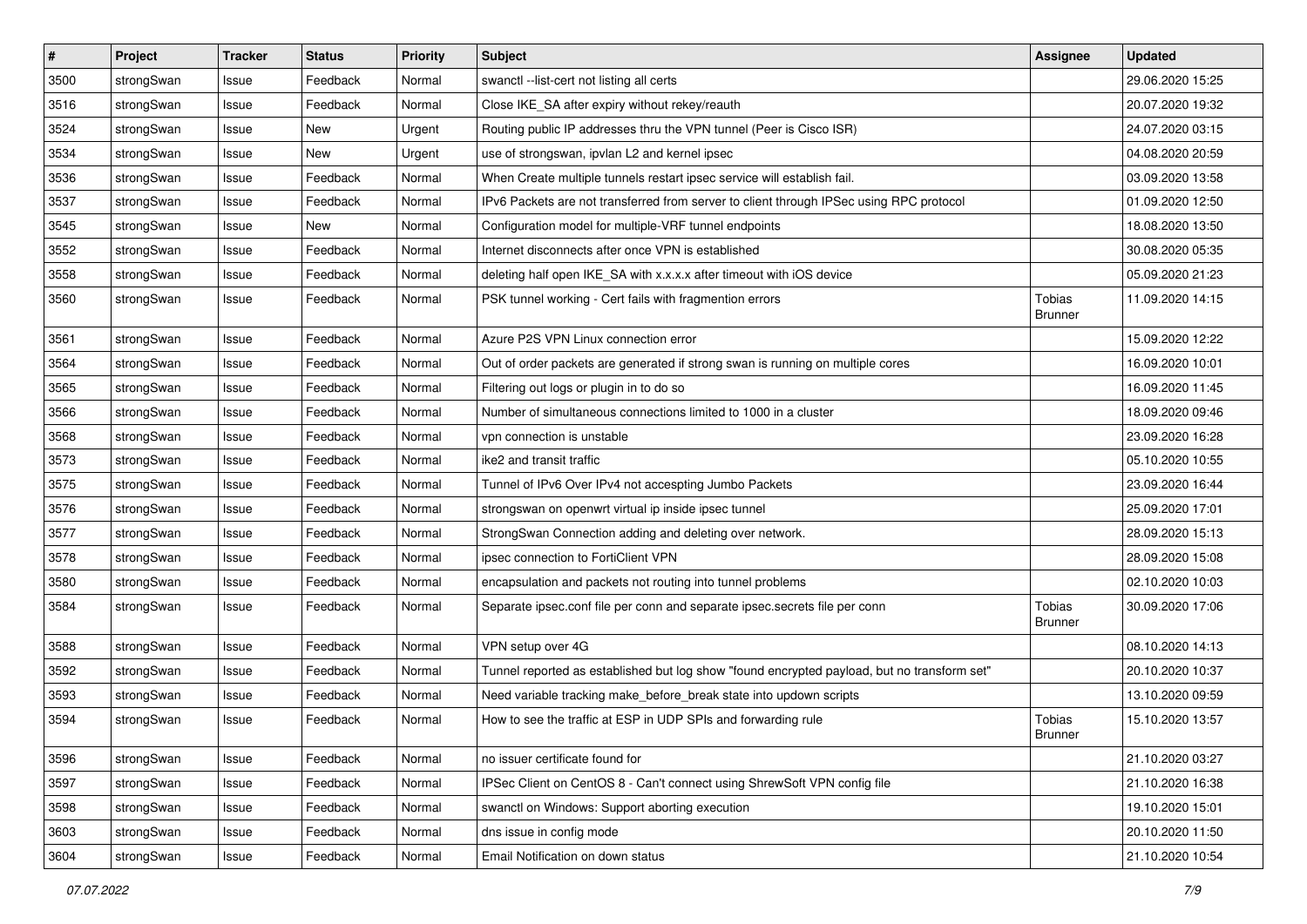| # | Project | Tracker | Status | Priority | Subject | Assignee | Updated |
|---|---|---|---|---|---|---|---|
| 3500 | strongSwan | Issue | Feedback | Normal | swanctl --list-cert not listing all certs | | 29.06.2020 15:25 |
| 3516 | strongSwan | Issue | Feedback | Normal | Close IKE_SA after expiry without rekey/reauth | | 20.07.2020 19:32 |
| 3524 | strongSwan | Issue | New | Urgent | Routing public IP addresses thru the VPN tunnel (Peer is Cisco ISR) | | 24.07.2020 03:15 |
| 3534 | strongSwan | Issue | New | Urgent | use of strongswan, ipvlan L2 and kernel ipsec | | 04.08.2020 20:59 |
| 3536 | strongSwan | Issue | Feedback | Normal | When Create multiple tunnels restart ipsec service will establish fail. | | 03.09.2020 13:58 |
| 3537 | strongSwan | Issue | Feedback | Normal | IPv6 Packets are not transferred from server to client through IPSec using RPC protocol | | 01.09.2020 12:50 |
| 3545 | strongSwan | Issue | New | Normal | Configuration model for multiple-VRF tunnel endpoints | | 18.08.2020 13:50 |
| 3552 | strongSwan | Issue | Feedback | Normal | Internet disconnects after once VPN is established | | 30.08.2020 05:35 |
| 3558 | strongSwan | Issue | Feedback | Normal | deleting half open IKE_SA with x.x.x.x after timeout with iOS device | | 05.09.2020 21:23 |
| 3560 | strongSwan | Issue | Feedback | Normal | PSK tunnel working - Cert fails with fragmention errors | Tobias Brunner | 11.09.2020 14:15 |
| 3561 | strongSwan | Issue | Feedback | Normal | Azure P2S VPN Linux connection error | | 15.09.2020 12:22 |
| 3564 | strongSwan | Issue | Feedback | Normal | Out of order packets are generated if strong swan is running on multiple cores | | 16.09.2020 10:01 |
| 3565 | strongSwan | Issue | Feedback | Normal | Filtering out logs or plugin in to do so | | 16.09.2020 11:45 |
| 3566 | strongSwan | Issue | Feedback | Normal | Number of simultaneous connections limited to 1000 in a cluster | | 18.09.2020 09:46 |
| 3568 | strongSwan | Issue | Feedback | Normal | vpn connection is unstable | | 23.09.2020 16:28 |
| 3573 | strongSwan | Issue | Feedback | Normal | ike2 and transit traffic | | 05.10.2020 10:55 |
| 3575 | strongSwan | Issue | Feedback | Normal | Tunnel of IPv6 Over IPv4 not accespting Jumbo Packets | | 23.09.2020 16:44 |
| 3576 | strongSwan | Issue | Feedback | Normal | strongswan on openwrt virtual ip inside ipsec tunnel | | 25.09.2020 17:01 |
| 3577 | strongSwan | Issue | Feedback | Normal | StrongSwan Connection adding and deleting over network. | | 28.09.2020 15:13 |
| 3578 | strongSwan | Issue | Feedback | Normal | ipsec connection to FortiClient VPN | | 28.09.2020 15:08 |
| 3580 | strongSwan | Issue | Feedback | Normal | encapsulation and packets not routing into tunnel problems | | 02.10.2020 10:03 |
| 3584 | strongSwan | Issue | Feedback | Normal | Separate ipsec.conf file per conn and separate ipsec.secrets file per conn | Tobias Brunner | 30.09.2020 17:06 |
| 3588 | strongSwan | Issue | Feedback | Normal | VPN setup over 4G | | 08.10.2020 14:13 |
| 3592 | strongSwan | Issue | Feedback | Normal | Tunnel reported as established but log show "found encrypted payload, but no transform set" | | 20.10.2020 10:37 |
| 3593 | strongSwan | Issue | Feedback | Normal | Need variable tracking make_before_break state into updown scripts | | 13.10.2020 09:59 |
| 3594 | strongSwan | Issue | Feedback | Normal | How to see the traffic at ESP in UDP SPIs and forwarding rule | Tobias Brunner | 15.10.2020 13:57 |
| 3596 | strongSwan | Issue | Feedback | Normal | no issuer certificate found for | | 21.10.2020 03:27 |
| 3597 | strongSwan | Issue | Feedback | Normal | IPSec Client on CentOS 8 - Can't connect using ShrewSoft VPN config file | | 21.10.2020 16:38 |
| 3598 | strongSwan | Issue | Feedback | Normal | swanctl on Windows: Support aborting execution | | 19.10.2020 15:01 |
| 3603 | strongSwan | Issue | Feedback | Normal | dns issue in config mode | | 20.10.2020 11:50 |
| 3604 | strongSwan | Issue | Feedback | Normal | Email Notification on down status | | 21.10.2020 10:54 |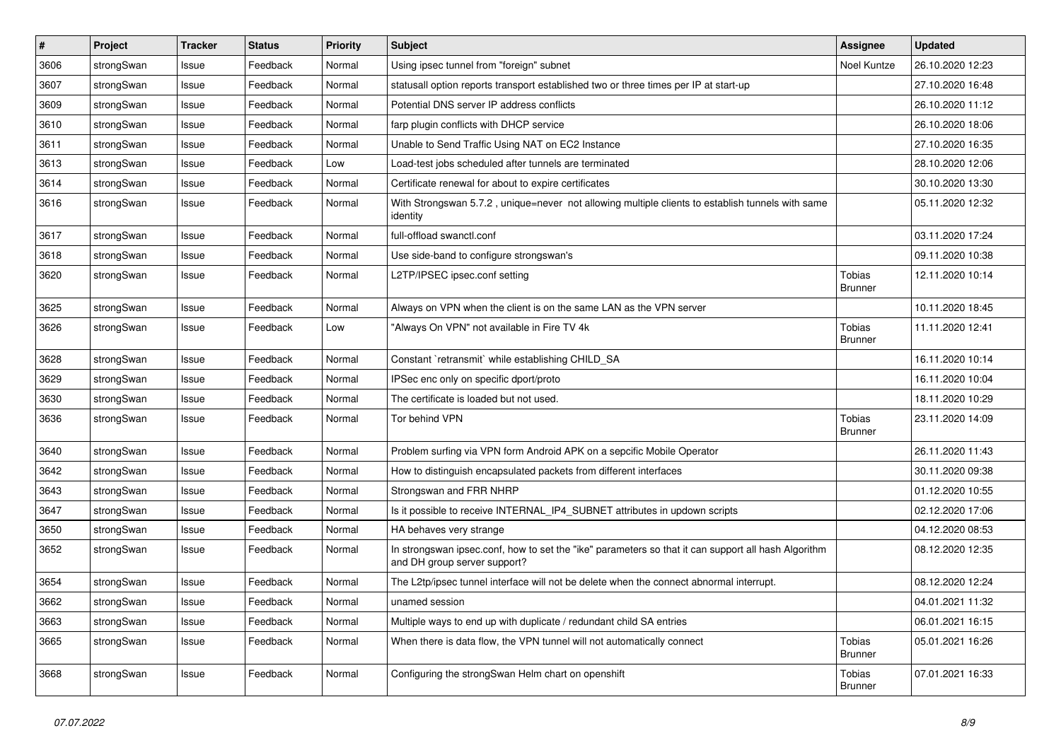| # | Project | Tracker | Status | Priority | Subject | Assignee | Updated |
|---|---|---|---|---|---|---|---|
| 3606 | strongSwan | Issue | Feedback | Normal | Using ipsec tunnel from "foreign" subnet | Noel Kuntze | 26.10.2020 12:23 |
| 3607 | strongSwan | Issue | Feedback | Normal | statusall option reports transport established two or three times per IP at start-up | | 27.10.2020 16:48 |
| 3609 | strongSwan | Issue | Feedback | Normal | Potential DNS server IP address conflicts | | 26.10.2020 11:12 |
| 3610 | strongSwan | Issue | Feedback | Normal | farp plugin conflicts with DHCP service | | 26.10.2020 18:06 |
| 3611 | strongSwan | Issue | Feedback | Normal | Unable to Send Traffic Using NAT on EC2 Instance | | 27.10.2020 16:35 |
| 3613 | strongSwan | Issue | Feedback | Low | Load-test jobs scheduled after tunnels are terminated | | 28.10.2020 12:06 |
| 3614 | strongSwan | Issue | Feedback | Normal | Certificate renewal for about to expire certificates | | 30.10.2020 13:30 |
| 3616 | strongSwan | Issue | Feedback | Normal | With Strongswan 5.7.2 , unique=never not allowing multiple clients to establish tunnels with same identity | | 05.11.2020 12:32 |
| 3617 | strongSwan | Issue | Feedback | Normal | full-offload swanctl.conf | | 03.11.2020 17:24 |
| 3618 | strongSwan | Issue | Feedback | Normal | Use side-band to configure strongswan's | | 09.11.2020 10:38 |
| 3620 | strongSwan | Issue | Feedback | Normal | L2TP/IPSEC ipsec.conf setting | Tobias Brunner | 12.11.2020 10:14 |
| 3625 | strongSwan | Issue | Feedback | Normal | Always on VPN when the client is on the same LAN as the VPN server | | 10.11.2020 18:45 |
| 3626 | strongSwan | Issue | Feedback | Low | "Always On VPN" not available in Fire TV 4k | Tobias Brunner | 11.11.2020 12:41 |
| 3628 | strongSwan | Issue | Feedback | Normal | Constant `retransmit` while establishing CHILD_SA | | 16.11.2020 10:14 |
| 3629 | strongSwan | Issue | Feedback | Normal | IPSec enc only on specific dport/proto | | 16.11.2020 10:04 |
| 3630 | strongSwan | Issue | Feedback | Normal | The certificate is loaded but not used. | | 18.11.2020 10:29 |
| 3636 | strongSwan | Issue | Feedback | Normal | Tor behind VPN | Tobias Brunner | 23.11.2020 14:09 |
| 3640 | strongSwan | Issue | Feedback | Normal | Problem surfing via VPN form Android APK on a sepcific Mobile Operator | | 26.11.2020 11:43 |
| 3642 | strongSwan | Issue | Feedback | Normal | How to distinguish encapsulated packets from different interfaces | | 30.11.2020 09:38 |
| 3643 | strongSwan | Issue | Feedback | Normal | Strongswan and FRR NHRP | | 01.12.2020 10:55 |
| 3647 | strongSwan | Issue | Feedback | Normal | Is it possible to receive INTERNAL_IP4_SUBNET attributes in updown scripts | | 02.12.2020 17:06 |
| 3650 | strongSwan | Issue | Feedback | Normal | HA behaves very strange | | 04.12.2020 08:53 |
| 3652 | strongSwan | Issue | Feedback | Normal | In strongswan ipsec.conf, how to set the "ike" parameters so that it can support all hash Algorithm and DH group server support? | | 08.12.2020 12:35 |
| 3654 | strongSwan | Issue | Feedback | Normal | The L2tp/ipsec tunnel interface will not be delete when the connect abnormal interrupt. | | 08.12.2020 12:24 |
| 3662 | strongSwan | Issue | Feedback | Normal | unamed session | | 04.01.2021 11:32 |
| 3663 | strongSwan | Issue | Feedback | Normal | Multiple ways to end up with duplicate / redundant child SA entries | | 06.01.2021 16:15 |
| 3665 | strongSwan | Issue | Feedback | Normal | When there is data flow, the VPN tunnel will not automatically connect | Tobias Brunner | 05.01.2021 16:26 |
| 3668 | strongSwan | Issue | Feedback | Normal | Configuring the strongSwan Helm chart on openshift | Tobias Brunner | 07.01.2021 16:33 |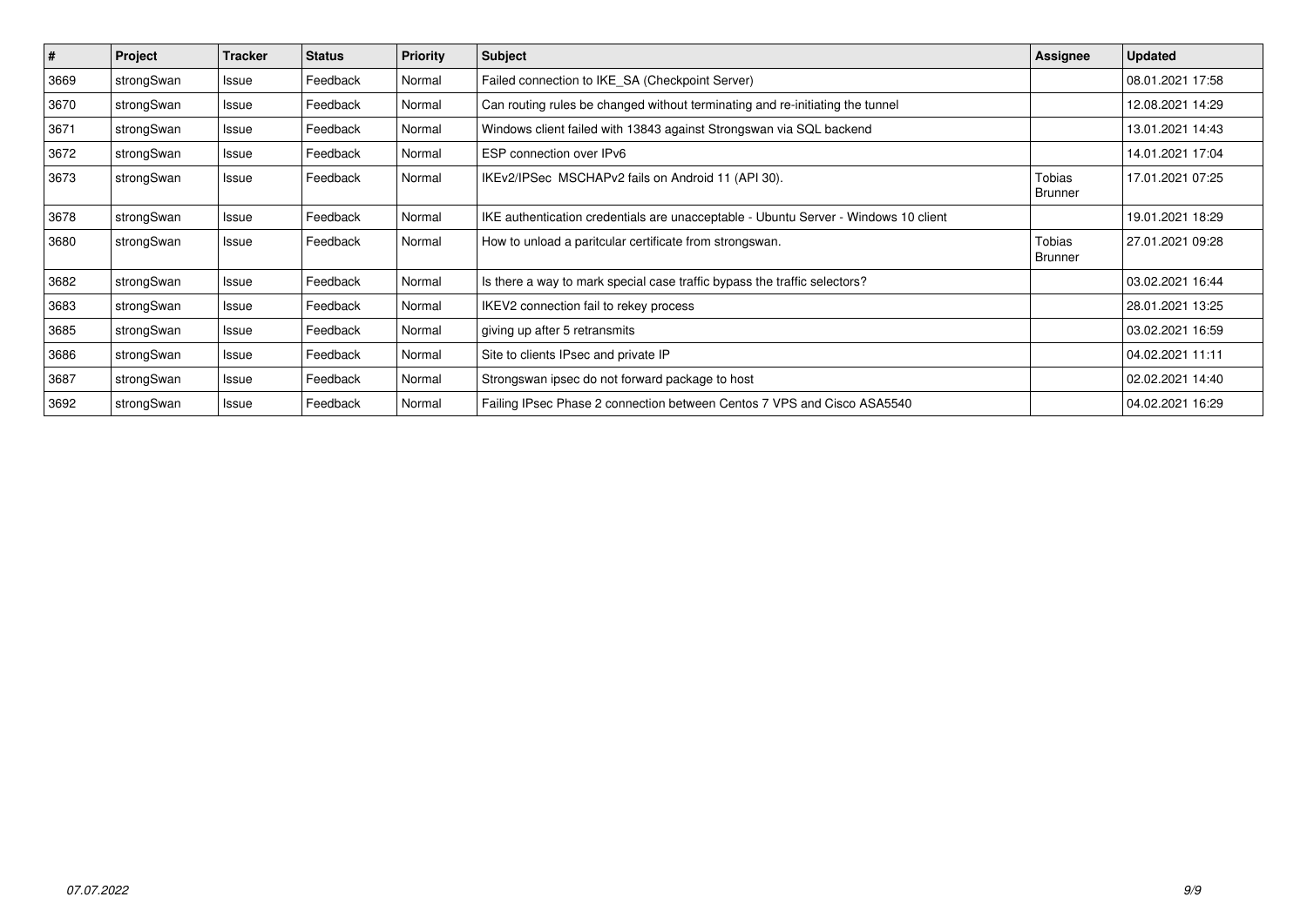| # | Project | Tracker | Status | Priority | Subject | Assignee | Updated |
|---|---|---|---|---|---|---|---|
| 3669 | strongSwan | Issue | Feedback | Normal | Failed connection to IKE_SA (Checkpoint Server) | | 08.01.2021 17:58 |
| 3670 | strongSwan | Issue | Feedback | Normal | Can routing rules be changed without terminating and re-initiating the tunnel | | 12.08.2021 14:29 |
| 3671 | strongSwan | Issue | Feedback | Normal | Windows client failed with 13843 against Strongswan via SQL backend | | 13.01.2021 14:43 |
| 3672 | strongSwan | Issue | Feedback | Normal | ESP connection over IPv6 | | 14.01.2021 17:04 |
| 3673 | strongSwan | Issue | Feedback | Normal | IKEv2/IPSec MSCHAPv2 fails on Android 11 (API 30). | Tobias Brunner | 17.01.2021 07:25 |
| 3678 | strongSwan | Issue | Feedback | Normal | IKE authentication credentials are unacceptable - Ubuntu Server - Windows 10 client | | 19.01.2021 18:29 |
| 3680 | strongSwan | Issue | Feedback | Normal | How to unload a paritcular certificate from strongswan. | Tobias Brunner | 27.01.2021 09:28 |
| 3682 | strongSwan | Issue | Feedback | Normal | Is there a way to mark special case traffic bypass the traffic selectors? | | 03.02.2021 16:44 |
| 3683 | strongSwan | Issue | Feedback | Normal | IKEV2 connection fail to rekey process | | 28.01.2021 13:25 |
| 3685 | strongSwan | Issue | Feedback | Normal | giving up after 5 retransmits | | 03.02.2021 16:59 |
| 3686 | strongSwan | Issue | Feedback | Normal | Site to clients IPsec and private IP | | 04.02.2021 11:11 |
| 3687 | strongSwan | Issue | Feedback | Normal | Strongswan ipsec do not forward package to host | | 02.02.2021 14:40 |
| 3692 | strongSwan | Issue | Feedback | Normal | Failing IPsec Phase 2 connection between Centos 7 VPS and Cisco ASA5540 | | 04.02.2021 16:29 |